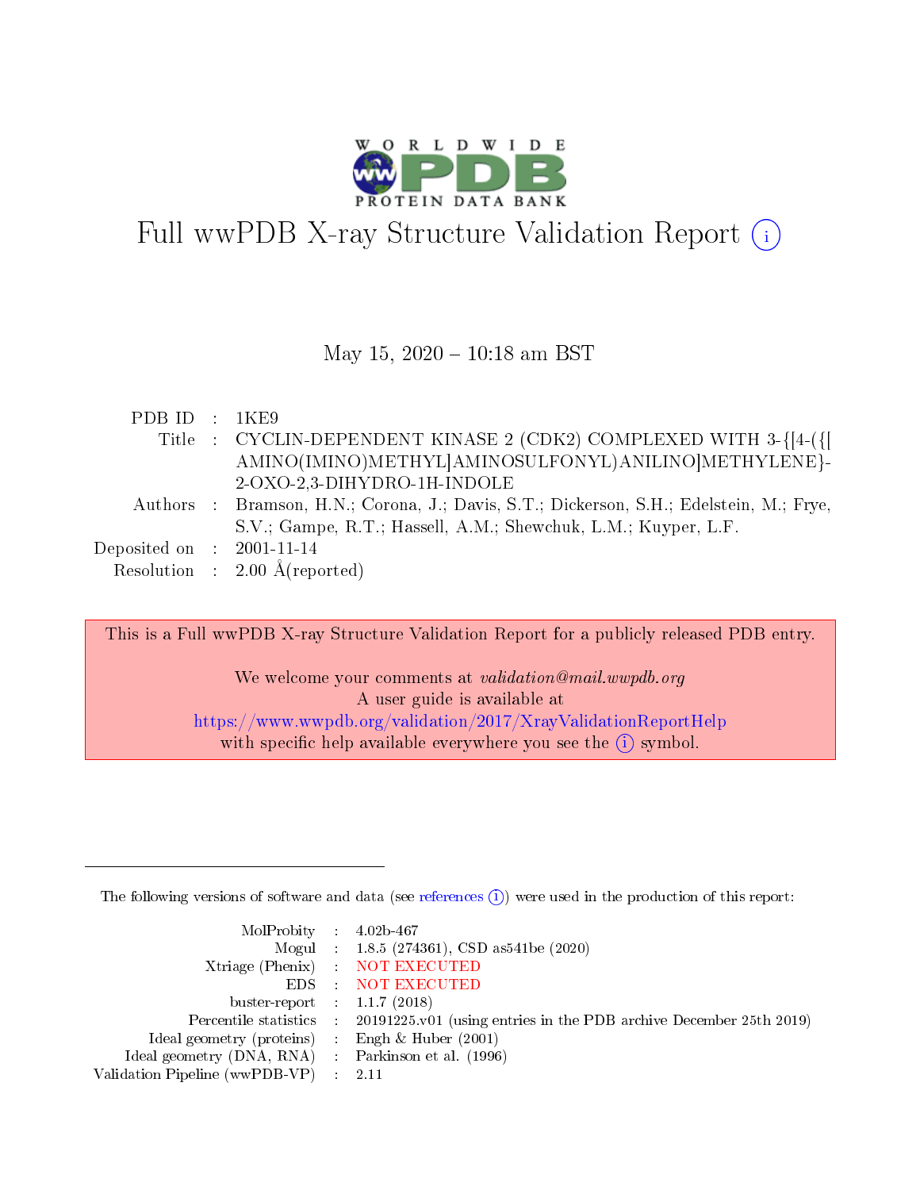# Full wwPDB X-ray Structure Validation Report (i)

May 15, 2020 – 10:18 am BST

| | | |
|---|---|---|
| PDB ID | : | 1KE9 |
| Title | : | CYCLIN-DEPENDENT KINASE 2 (CDK2) COMPLEXED WITH 3-{[4-({[AMINO(IMINO)METHYL]AMINOSULFONYL)ANILINO]METHYLENE}-2-OXO-2,3-DIHYDRO-1H-INDOLE |
| Authors | : | Bramson, H.N.; Corona, J.; Davis, S.T.; Dickerson, S.H.; Edelstein, M.; Frye, S.V.; Gampe, R.T.; Hassell, A.M.; Shewchuk, L.M.; Kuyper, L.F. |
| Deposited on | : | 2001-11-14 |
| Resolution | : | 2.00 Å(reported) |

This is a Full wwPDB X-ray Structure Validation Report for a publicly released PDB entry.

We welcome your comments at *validation@mail.wwpdb.org*
A user guide is available at
https://www.wwpdb.org/validation/2017/XrayValidationReportHelp
with specific help available everywhere you see the (i) symbol.

---

The following versions of software and data (see references (i)) were used in the production of this report:

| | | |
|---|---|---|
| MolProbity | : | 4.02b-467 |
| Mogul | : | 1.8.5 (274361), CSD as541be (2020) |
| Xtriage (Phenix) | : | NOT EXECUTED |
| EDS | : | NOT EXECUTED |
| buster-report | : | 1.1.7 (2018) |
| Percentile statistics | : | 20191225.v01 (using entries in the PDB archive December 25th 2019) |
| Ideal geometry (proteins) | : | Engh & Huber (2001) |
| Ideal geometry (DNA, RNA) | : | Parkinson et al. (1996) |
| Validation Pipeline (wwPDB-VP) | : | 2.11 |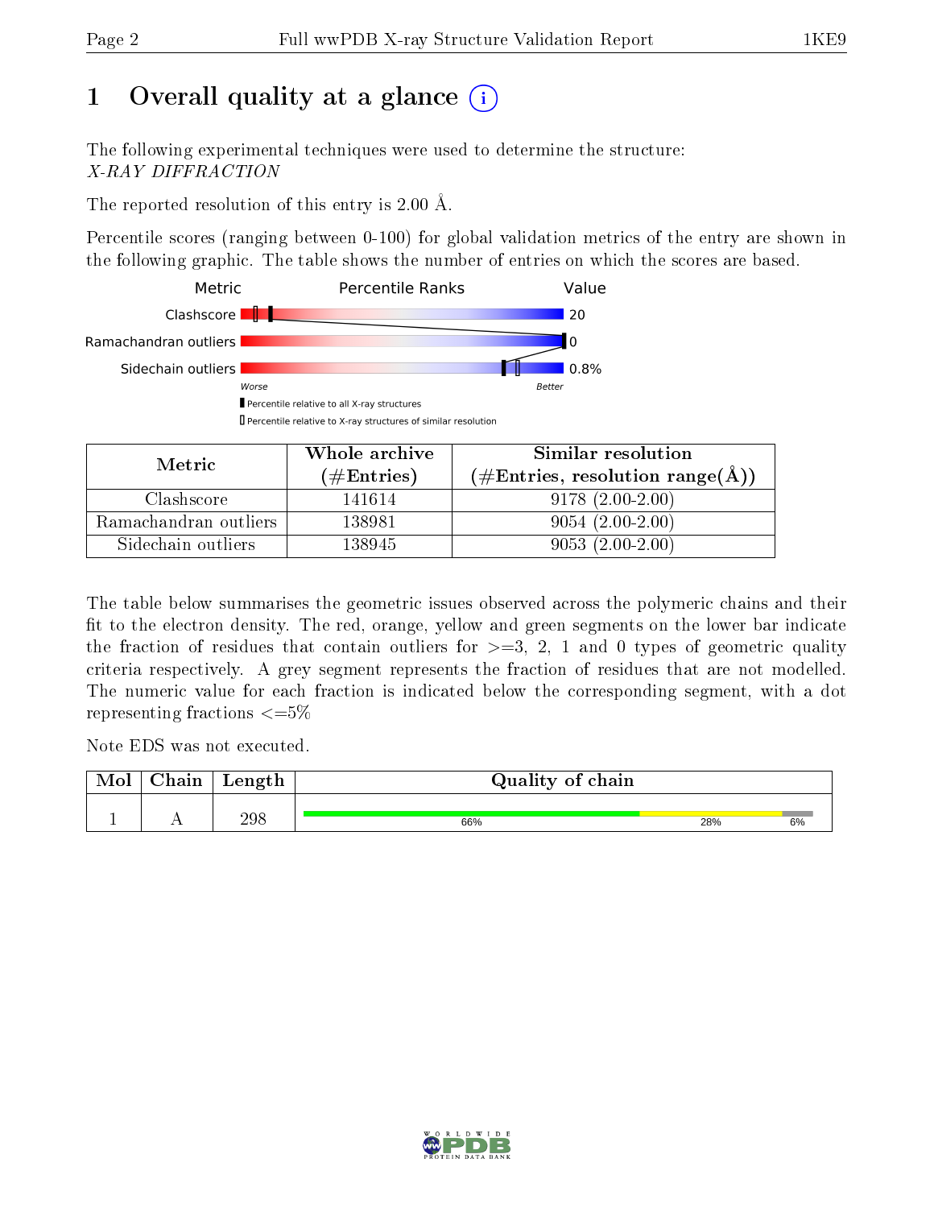# 1 Overall quality at a glance

The following experimental techniques were used to determine the structure:
*X-RAY DIFFRACTION*

The reported resolution of this entry is 2.00 Å.

Percentile scores (ranging between 0-100) for global validation metrics of the entry are shown in the following graphic. The table shows the number of entries on which the scores are based.

| Metric | Percentile Ranks | Value |
|---|---|---|
| Clashscore | | 20 |
| Ramachandran outliers | | 0 |
| Sidechain outliers | | 0.8% |

Worse — Better

▮ Percentile relative to all X-ray structures
▯ Percentile relative to X-ray structures of similar resolution

| Metric | Whole archive (#Entries) | Similar resolution (#Entries, resolution range(Å)) |
|---|---|---|
| Clashscore | 141614 | 9178 (2.00-2.00) |
| Ramachandran outliers | 138981 | 9054 (2.00-2.00) |
| Sidechain outliers | 138945 | 9053 (2.00-2.00) |

The table below summarises the geometric issues observed across the polymeric chains and their fit to the electron density. The red, orange, yellow and green segments on the lower bar indicate the fraction of residues that contain outliers for >=3, 2, 1 and 0 types of geometric quality criteria respectively. A grey segment represents the fraction of residues that are not modelled. The numeric value for each fraction is indicated below the corresponding segment, with a dot representing fractions <=5%

Note EDS was not executed.

| Mol | Chain | Length | Quality of chain |
|---|---|---|---|
| 1 | A | 298 | 66% 28% 6% |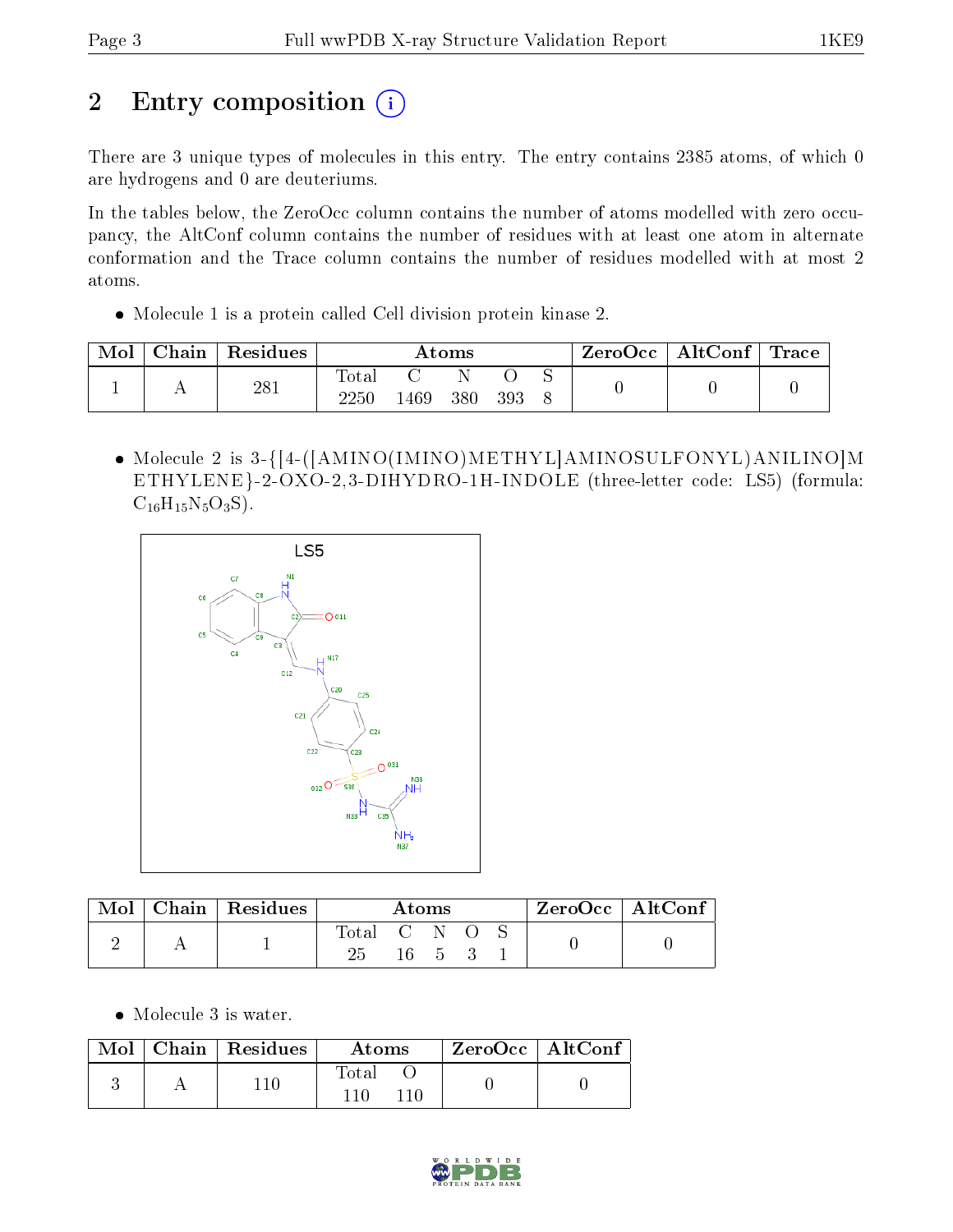# 2 Entry composition

There are 3 unique types of molecules in this entry. The entry contains 2385 atoms, of which 0 are hydrogens and 0 are deuteriums.

In the tables below, the ZeroOcc column contains the number of atoms modelled with zero occupancy, the AltConf column contains the number of residues with at least one atom in alternate conformation and the Trace column contains the number of residues modelled with at most 2 atoms.

- Molecule 1 is a protein called Cell division protein kinase 2.

| Mol | Chain | Residues | Atoms | | | | | ZeroOcc | AltConf | Trace |
|---|---|---|---|---|---|---|---|---|---|---|
| 1 | A | 281 | Total 2250 | C 1469 | N 380 | O 393 | S 8 | 0 | 0 | 0 |

- Molecule 2 is 3-{[4-([AMINO(IMINO)METHYL]AMINOSULFONYL)ANILINO]METHYLENE}-2-OXO-2,3-DIHYDRO-1H-INDOLE (three-letter code: LS5) (formula: $C_{16}H_{15}N_5O_3S$).

| Mol | Chain | Residues | Atoms | | | | | ZeroOcc | AltConf |
|---|---|---|---|---|---|---|---|---|---|
| 2 | A | 1 | Total 25 | C 16 | N 5 | O 3 | S 1 | 0 | 0 |

- Molecule 3 is water.

| Mol | Chain | Residues | Atoms | | ZeroOcc | AltConf |
|---|---|---|---|---|---|---|
| 3 | A | 110 | Total 110 | O 110 | 0 | 0 |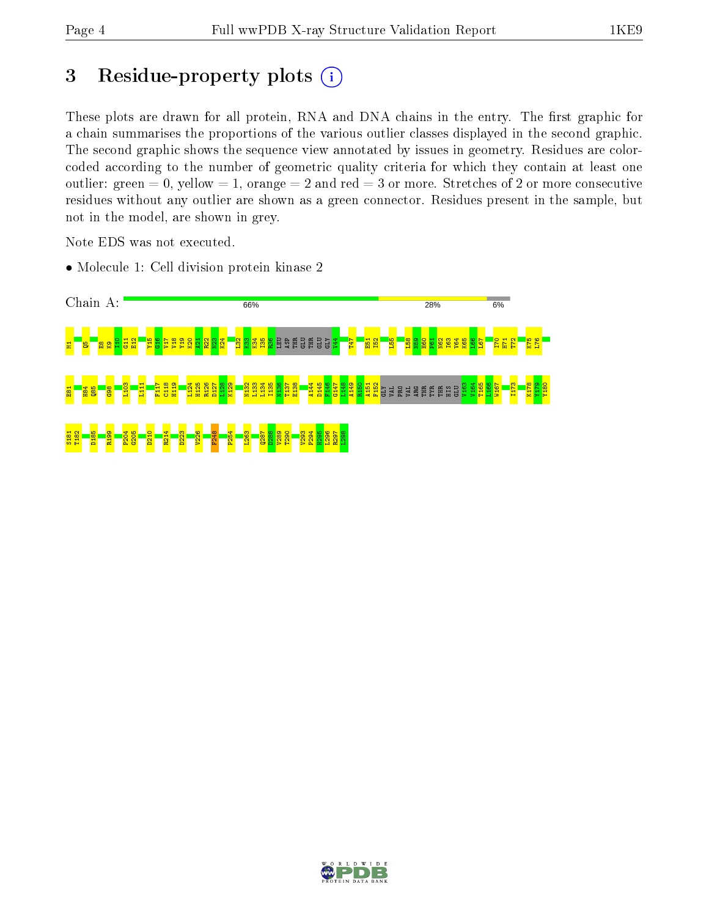# 3 Residue-property plots

These plots are drawn for all protein, RNA and DNA chains in the entry. The first graphic for a chain summarises the proportions of the various outlier classes displayed in the second graphic. The second graphic shows the sequence view annotated by issues in geometry. Residues are color-coded according to the number of geometric quality criteria for which they contain at least one outlier: green = 0, yellow = 1, orange = 2 and red = 3 or more. Stretches of 2 or more consecutive residues without any outlier are shown as a green connector. Residues present in the sample, but not in the model, are shown in grey.

Note EDS was not executed.

- Molecule 1: Cell division protein kinase 2

Chain A: 66% 28% 6%

M1 Q5 E8 K9 I10 G11 E12 Y15 G16 V17 V18 Y19 K20 A21 R22 N23 K24 L32 K33 K34 I35 R36 LEU ASP THR GLU THR GLU GLY V44 T47 E51 I52 L55 L58 N59 H60 P61 N62 I63 V64 K65 L66 L67 I70 H71 T72 K75 L76

E81 H84 Q85 G98 L103 L111 F117 C118 H119 L124 H125 R126 D127 L128 K129 N132 L133 L134 I135 N136 T137 E138 A144 D145 F146 G147 L148 A149 R150 A151 F152 GLY VAL PRO VAL ARG THR TYR THR HIS GLU V163 V164 T165 L166 W167 I173 K178 Y179 Y180

S181 T182 D185 R199 F204 G205 D210 R214 D223 V226 F248 P254 L263 Q287 D288 V289 T290 V293 F294 H295 L296 R297 L298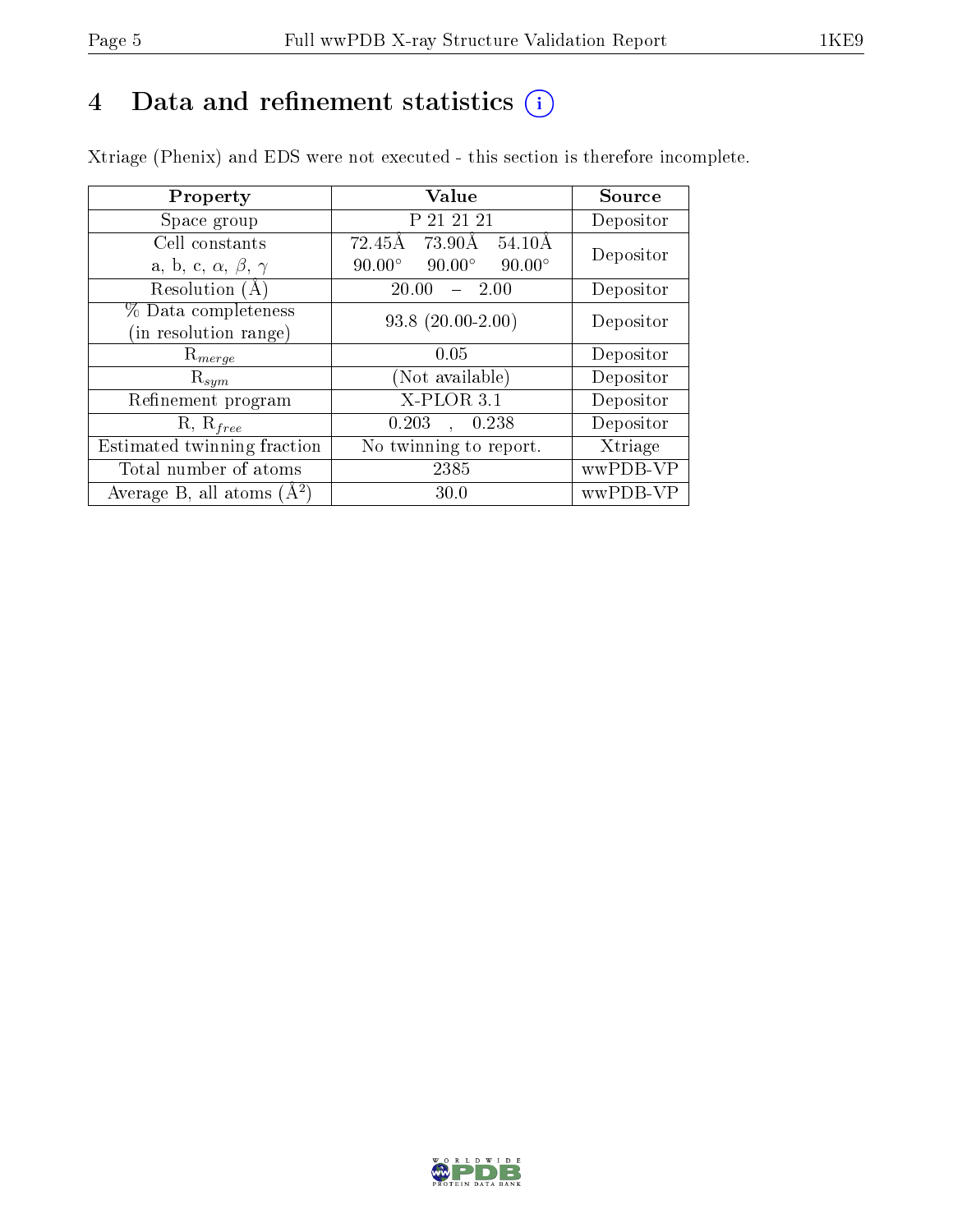# 4 Data and refinement statistics ⓘ

Xtriage (Phenix) and EDS were not executed - this section is therefore incomplete.

| Property | Value | Source |
|---|---|---|
| Space group | P 21 21 21 | Depositor |
| Cell constants<br>a, b, c, $\alpha$, $\beta$, $\gamma$ | 72.45Å 73.90Å 54.10Å<br>90.00° 90.00° 90.00° | Depositor |
| Resolution (Å) | 20.00 – 2.00 | Depositor |
| % Data completeness<br>(in resolution range) | 93.8 (20.00-2.00) | Depositor |
| $R_{merge}$ | 0.05 | Depositor |
| $R_{sym}$ | (Not available) | Depositor |
| Refinement program | X-PLOR 3.1 | Depositor |
| R, $R_{free}$ | 0.203 , 0.238 | Depositor |
| Estimated twinning fraction | No twinning to report. | Xtriage |
| Total number of atoms | 2385 | wwPDB-VP |
| Average B, all atoms (Å$^2$) | 30.0 | wwPDB-VP |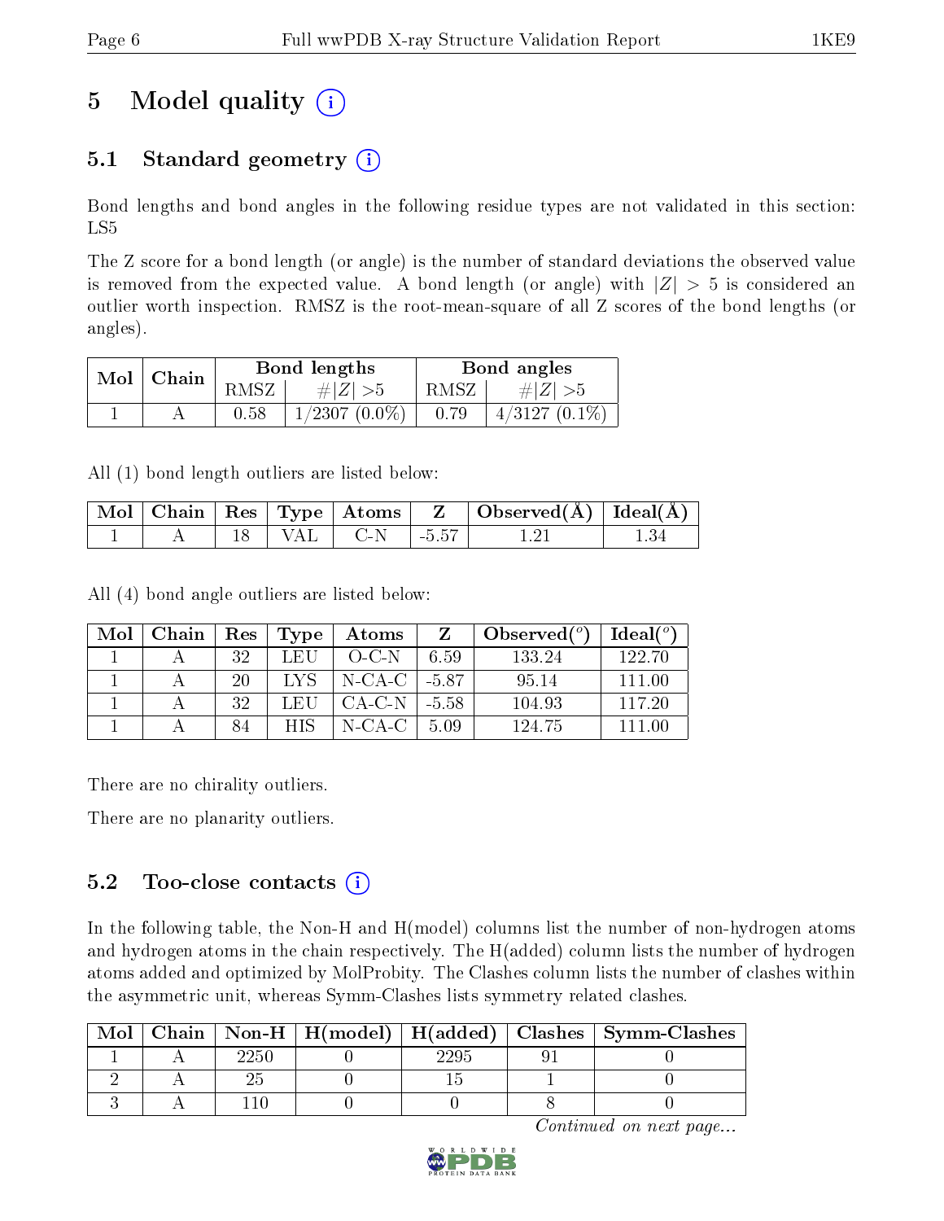# 5 Model quality (i)

## 5.1 Standard geometry (i)

Bond lengths and bond angles in the following residue types are not validated in this section: LS5

The Z score for a bond length (or angle) is the number of standard deviations the observed value is removed from the expected value. A bond length (or angle) with $|Z| > 5$ is considered an outlier worth inspection. RMSZ is the root-mean-square of all Z scores of the bond lengths (or angles).

| Mol | Chain | Bond lengths | | Bond angles | |
|---|---|---|---|---|---|
| | | RMSZ | $\#\|Z\| > 5$ | RMSZ | $\#\|Z\| > 5$ |
| 1 | A | 0.58 | 1/2307 (0.0%) | 0.79 | 4/3127 (0.1%) |

All (1) bond length outliers are listed below:

| Mol | Chain | Res | Type | Atoms | Z | Observed(Å) | Ideal(Å) |
|---|---|---|---|---|---|---|---|
| 1 | A | 18 | VAL | C-N | -5.57 | 1.21 | 1.34 |

All (4) bond angle outliers are listed below:

| Mol | Chain | Res | Type | Atoms | Z | Observed($^o$) | Ideal($^o$) |
|---|---|---|---|---|---|---|---|
| 1 | A | 32 | LEU | O-C-N | 6.59 | 133.24 | 122.70 |
| 1 | A | 20 | LYS | N-CA-C | -5.87 | 95.14 | 111.00 |
| 1 | A | 32 | LEU | CA-C-N | -5.58 | 104.93 | 117.20 |
| 1 | A | 84 | HIS | N-CA-C | 5.09 | 124.75 | 111.00 |

There are no chirality outliers.

There are no planarity outliers.

## 5.2 Too-close contacts (i)

In the following table, the Non-H and H(model) columns list the number of non-hydrogen atoms and hydrogen atoms in the chain respectively. The H(added) column lists the number of hydrogen atoms added and optimized by MolProbity. The Clashes column lists the number of clashes within the asymmetric unit, whereas Symm-Clashes lists symmetry related clashes.

| Mol | Chain | Non-H | H(model) | H(added) | Clashes | Symm-Clashes |
|---|---|---|---|---|---|---|
| 1 | A | 2250 | 0 | 2295 | 91 | 0 |
| 2 | A | 25 | 0 | 15 | 1 | 0 |
| 3 | A | 110 | 0 | 0 | 8 | 0 |

*Continued on next page...*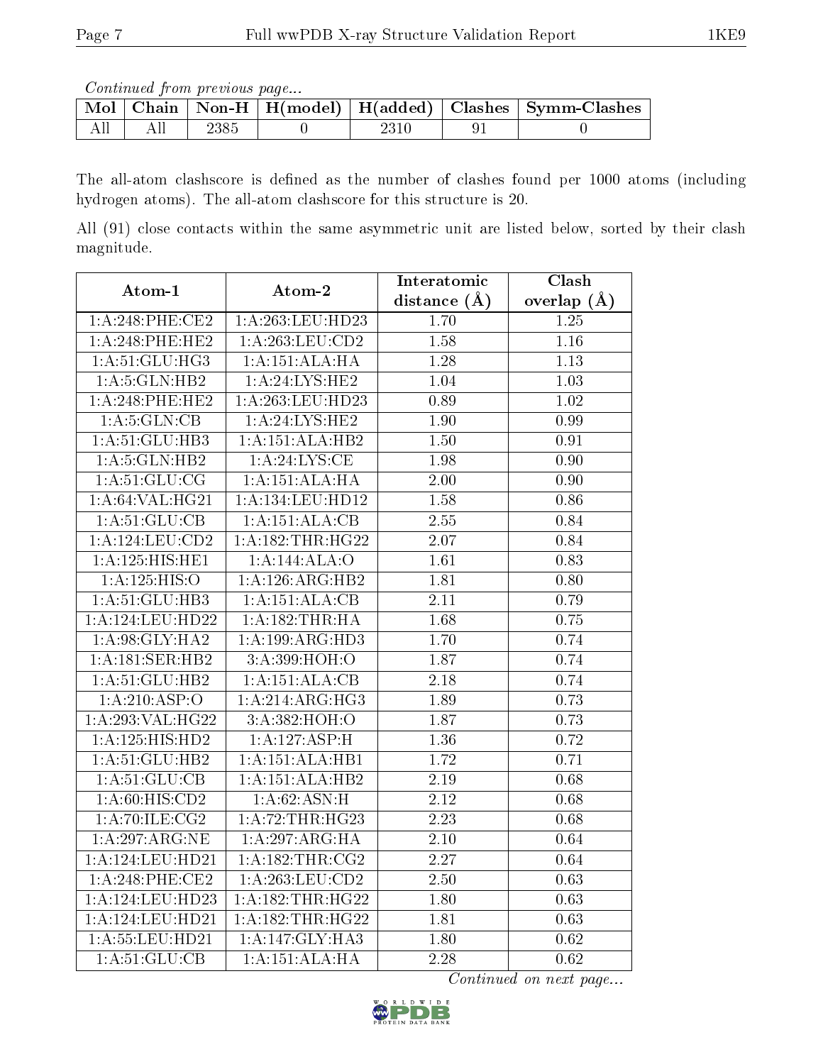*Continued from previous page...*

| Mol | Chain | Non-H | H(model) | H(added) | Clashes | Symm-Clashes |
|---|---|---|---|---|---|---|
| All | All | 2385 | 0 | 2310 | 91 | 0 |

The all-atom clashscore is defined as the number of clashes found per 1000 atoms (including hydrogen atoms). The all-atom clashscore for this structure is 20.

All (91) close contacts within the same asymmetric unit are listed below, sorted by their clash magnitude.

| Atom-1 | Atom-2 | Interatomic distance (Å) | Clash overlap (Å) |
|---|---|---|---|
| 1:A:248:PHE:CE2 | 1:A:263:LEU:HD23 | 1.70 | 1.25 |
| 1:A:248:PHE:HE2 | 1:A:263:LEU:CD2 | 1.58 | 1.16 |
| 1:A:51:GLU:HG3 | 1:A:151:ALA:HA | 1.28 | 1.13 |
| 1:A:5:GLN:HB2 | 1:A:24:LYS:HE2 | 1.04 | 1.03 |
| 1:A:248:PHE:HE2 | 1:A:263:LEU:HD23 | 0.89 | 1.02 |
| 1:A:5:GLN:CB | 1:A:24:LYS:HE2 | 1.90 | 0.99 |
| 1:A:51:GLU:HB3 | 1:A:151:ALA:HB2 | 1.50 | 0.91 |
| 1:A:5:GLN:HB2 | 1:A:24:LYS:CE | 1.98 | 0.90 |
| 1:A:51:GLU:CG | 1:A:151:ALA:HA | 2.00 | 0.90 |
| 1:A:64:VAL:HG21 | 1:A:134:LEU:HD12 | 1.58 | 0.86 |
| 1:A:51:GLU:CB | 1:A:151:ALA:CB | 2.55 | 0.84 |
| 1:A:124:LEU:CD2 | 1:A:182:THR:HG22 | 2.07 | 0.84 |
| 1:A:125:HIS:HE1 | 1:A:144:ALA:O | 1.61 | 0.83 |
| 1:A:125:HIS:O | 1:A:126:ARG:HB2 | 1.81 | 0.80 |
| 1:A:51:GLU:HB3 | 1:A:151:ALA:CB | 2.11 | 0.79 |
| 1:A:124:LEU:HD22 | 1:A:182:THR:HA | 1.68 | 0.75 |
| 1:A:98:GLY:HA2 | 1:A:199:ARG:HD3 | 1.70 | 0.74 |
| 1:A:181:SER:HB2 | 3:A:399:HOH:O | 1.87 | 0.74 |
| 1:A:51:GLU:HB2 | 1:A:151:ALA:CB | 2.18 | 0.74 |
| 1:A:210:ASP:O | 1:A:214:ARG:HG3 | 1.89 | 0.73 |
| 1:A:293:VAL:HG22 | 3:A:382:HOH:O | 1.87 | 0.73 |
| 1:A:125:HIS:HD2 | 1:A:127:ASP:H | 1.36 | 0.72 |
| 1:A:51:GLU:HB2 | 1:A:151:ALA:HB1 | 1.72 | 0.71 |
| 1:A:51:GLU:CB | 1:A:151:ALA:HB2 | 2.19 | 0.68 |
| 1:A:60:HIS:CD2 | 1:A:62:ASN:H | 2.12 | 0.68 |
| 1:A:70:ILE:CG2 | 1:A:72:THR:HG23 | 2.23 | 0.68 |
| 1:A:297:ARG:NE | 1:A:297:ARG:HA | 2.10 | 0.64 |
| 1:A:124:LEU:HD21 | 1:A:182:THR:CG2 | 2.27 | 0.64 |
| 1:A:248:PHE:CE2 | 1:A:263:LEU:CD2 | 2.50 | 0.63 |
| 1:A:124:LEU:HD23 | 1:A:182:THR:HG22 | 1.80 | 0.63 |
| 1:A:124:LEU:HD21 | 1:A:182:THR:HG22 | 1.81 | 0.63 |
| 1:A:55:LEU:HD21 | 1:A:147:GLY:HA3 | 1.80 | 0.62 |
| 1:A:51:GLU:CB | 1:A:151:ALA:HA | 2.28 | 0.62 |

*Continued on next page...*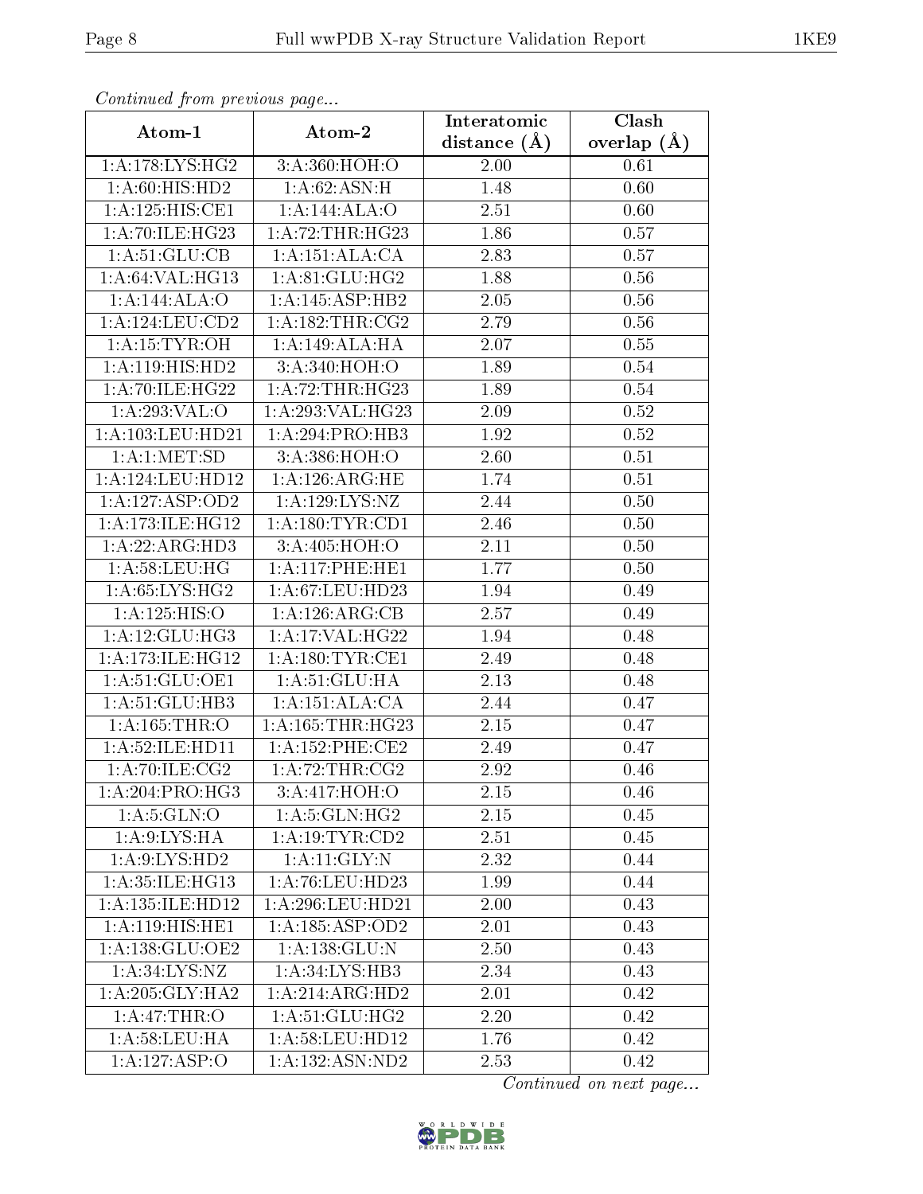*Continued from previous page...*

| Atom-1 | Atom-2 | Interatomic distance (Å) | Clash overlap (Å) |
|---|---|---|---|
| 1:A:178:LYS:HG2 | 3:A:360:HOH:O | 2.00 | 0.61 |
| 1:A:60:HIS:HD2 | 1:A:62:ASN:H | 1.48 | 0.60 |
| 1:A:125:HIS:CE1 | 1:A:144:ALA:O | 2.51 | 0.60 |
| 1:A:70:ILE:HG23 | 1:A:72:THR:HG23 | 1.86 | 0.57 |
| 1:A:51:GLU:CB | 1:A:151:ALA:CA | 2.83 | 0.57 |
| 1:A:64:VAL:HG13 | 1:A:81:GLU:HG2 | 1.88 | 0.56 |
| 1:A:144:ALA:O | 1:A:145:ASP:HB2 | 2.05 | 0.56 |
| 1:A:124:LEU:CD2 | 1:A:182:THR:CG2 | 2.79 | 0.56 |
| 1:A:15:TYR:OH | 1:A:149:ALA:HA | 2.07 | 0.55 |
| 1:A:119:HIS:HD2 | 3:A:340:HOH:O | 1.89 | 0.54 |
| 1:A:70:ILE:HG22 | 1:A:72:THR:HG23 | 1.89 | 0.54 |
| 1:A:293:VAL:O | 1:A:293:VAL:HG23 | 2.09 | 0.52 |
| 1:A:103:LEU:HD21 | 1:A:294:PRO:HB3 | 1.92 | 0.52 |
| 1:A:1:MET:SD | 3:A:386:HOH:O | 2.60 | 0.51 |
| 1:A:124:LEU:HD12 | 1:A:126:ARG:HE | 1.74 | 0.51 |
| 1:A:127:ASP:OD2 | 1:A:129:LYS:NZ | 2.44 | 0.50 |
| 1:A:173:ILE:HG12 | 1:A:180:TYR:CD1 | 2.46 | 0.50 |
| 1:A:22:ARG:HD3 | 3:A:405:HOH:O | 2.11 | 0.50 |
| 1:A:58:LEU:HG | 1:A:117:PHE:HE1 | 1.77 | 0.50 |
| 1:A:65:LYS:HG2 | 1:A:67:LEU:HD23 | 1.94 | 0.49 |
| 1:A:125:HIS:O | 1:A:126:ARG:CB | 2.57 | 0.49 |
| 1:A:12:GLU:HG3 | 1:A:17:VAL:HG22 | 1.94 | 0.48 |
| 1:A:173:ILE:HG12 | 1:A:180:TYR:CE1 | 2.49 | 0.48 |
| 1:A:51:GLU:OE1 | 1:A:51:GLU:HA | 2.13 | 0.48 |
| 1:A:51:GLU:HB3 | 1:A:151:ALA:CA | 2.44 | 0.47 |
| 1:A:165:THR:O | 1:A:165:THR:HG23 | 2.15 | 0.47 |
| 1:A:52:ILE:HD11 | 1:A:152:PHE:CE2 | 2.49 | 0.47 |
| 1:A:70:ILE:CG2 | 1:A:72:THR:CG2 | 2.92 | 0.46 |
| 1:A:204:PRO:HG3 | 3:A:417:HOH:O | 2.15 | 0.46 |
| 1:A:5:GLN:O | 1:A:5:GLN:HG2 | 2.15 | 0.45 |
| 1:A:9:LYS:HA | 1:A:19:TYR:CD2 | 2.51 | 0.45 |
| 1:A:9:LYS:HD2 | 1:A:11:GLY:N | 2.32 | 0.44 |
| 1:A:35:ILE:HG13 | 1:A:76:LEU:HD23 | 1.99 | 0.44 |
| 1:A:135:ILE:HD12 | 1:A:296:LEU:HD21 | 2.00 | 0.43 |
| 1:A:119:HIS:HE1 | 1:A:185:ASP:OD2 | 2.01 | 0.43 |
| 1:A:138:GLU:OE2 | 1:A:138:GLU:N | 2.50 | 0.43 |
| 1:A:34:LYS:NZ | 1:A:34:LYS:HB3 | 2.34 | 0.43 |
| 1:A:205:GLY:HA2 | 1:A:214:ARG:HD2 | 2.01 | 0.42 |
| 1:A:47:THR:O | 1:A:51:GLU:HG2 | 2.20 | 0.42 |
| 1:A:58:LEU:HA | 1:A:58:LEU:HD12 | 1.76 | 0.42 |
| 1:A:127:ASP:O | 1:A:132:ASN:ND2 | 2.53 | 0.42 |

*Continued on next page...*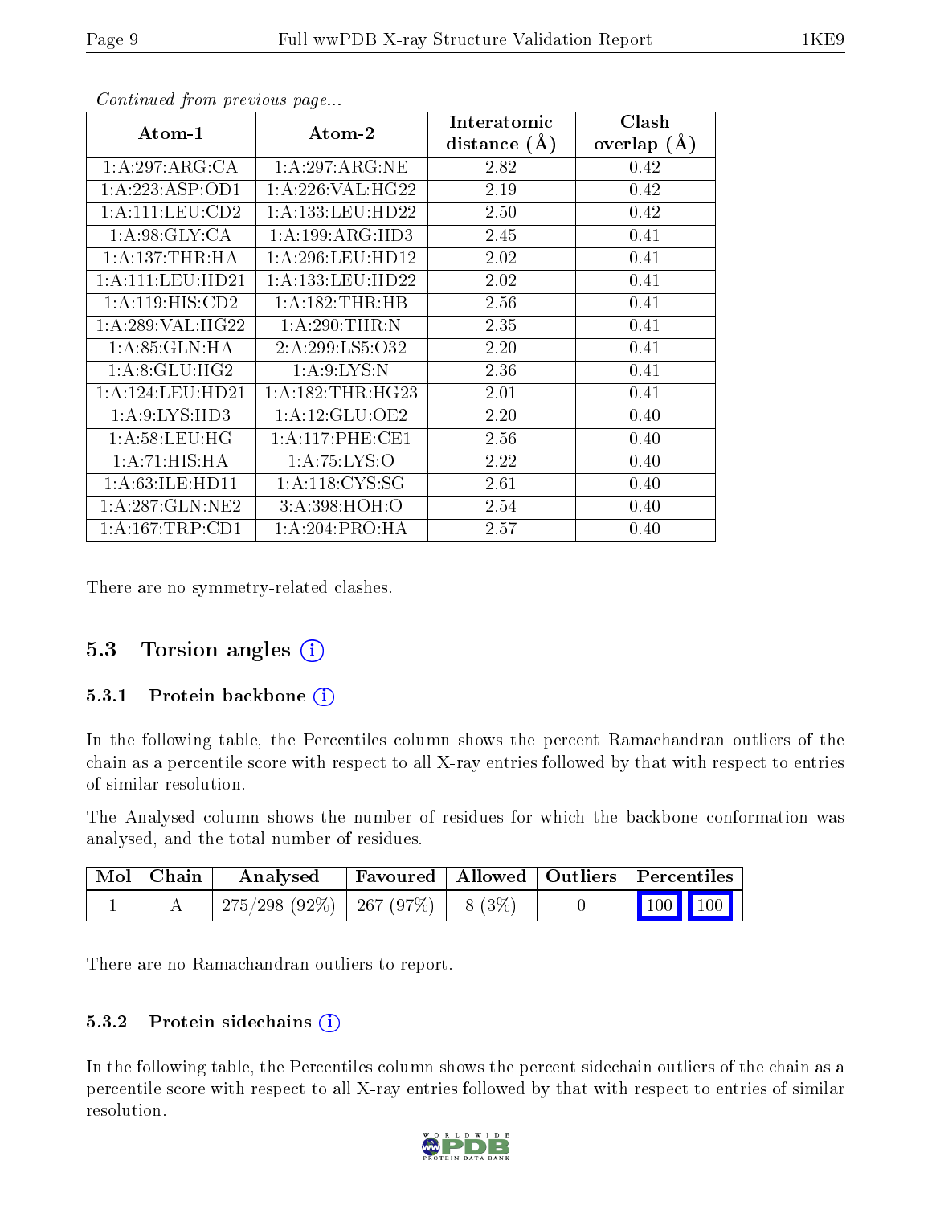*Continued from previous page...*

| Atom-1 | Atom-2 | Interatomic distance (Å) | Clash overlap (Å) |
|---|---|---|---|
| 1:A:297:ARG:CA | 1:A:297:ARG:NE | 2.82 | 0.42 |
| 1:A:223:ASP:OD1 | 1:A:226:VAL:HG22 | 2.19 | 0.42 |
| 1:A:111:LEU:CD2 | 1:A:133:LEU:HD22 | 2.50 | 0.42 |
| 1:A:98:GLY:CA | 1:A:199:ARG:HD3 | 2.45 | 0.41 |
| 1:A:137:THR:HA | 1:A:296:LEU:HD12 | 2.02 | 0.41 |
| 1:A:111:LEU:HD21 | 1:A:133:LEU:HD22 | 2.02 | 0.41 |
| 1:A:119:HIS:CD2 | 1:A:182:THR:HB | 2.56 | 0.41 |
| 1:A:289:VAL:HG22 | 1:A:290:THR:N | 2.35 | 0.41 |
| 1:A:85:GLN:HA | 2:A:299:LS5:O32 | 2.20 | 0.41 |
| 1:A:8:GLU:HG2 | 1:A:9:LYS:N | 2.36 | 0.41 |
| 1:A:124:LEU:HD21 | 1:A:182:THR:HG23 | 2.01 | 0.41 |
| 1:A:9:LYS:HD3 | 1:A:12:GLU:OE2 | 2.20 | 0.40 |
| 1:A:58:LEU:HG | 1:A:117:PHE:CE1 | 2.56 | 0.40 |
| 1:A:71:HIS:HA | 1:A:75:LYS:O | 2.22 | 0.40 |
| 1:A:63:ILE:HD11 | 1:A:118:CYS:SG | 2.61 | 0.40 |
| 1:A:287:GLN:NE2 | 3:A:398:HOH:O | 2.54 | 0.40 |
| 1:A:167:TRP:CD1 | 1:A:204:PRO:HA | 2.57 | 0.40 |

There are no symmetry-related clashes.

## 5.3 Torsion angles (i)

### 5.3.1 Protein backbone (i)

In the following table, the Percentiles column shows the percent Ramachandran outliers of the chain as a percentile score with respect to all X-ray entries followed by that with respect to entries of similar resolution.

The Analysed column shows the number of residues for which the backbone conformation was analysed, and the total number of residues.

| Mol | Chain | Analysed | Favoured | Allowed | Outliers | Percentiles | |
|---|---|---|---|---|---|---|---|
| 1 | A | 275/298 (92%) | 267 (97%) | 8 (3%) | 0 | 100 | 100 |

There are no Ramachandran outliers to report.

### 5.3.2 Protein sidechains (i)

In the following table, the Percentiles column shows the percent sidechain outliers of the chain as a percentile score with respect to all X-ray entries followed by that with respect to entries of similar resolution.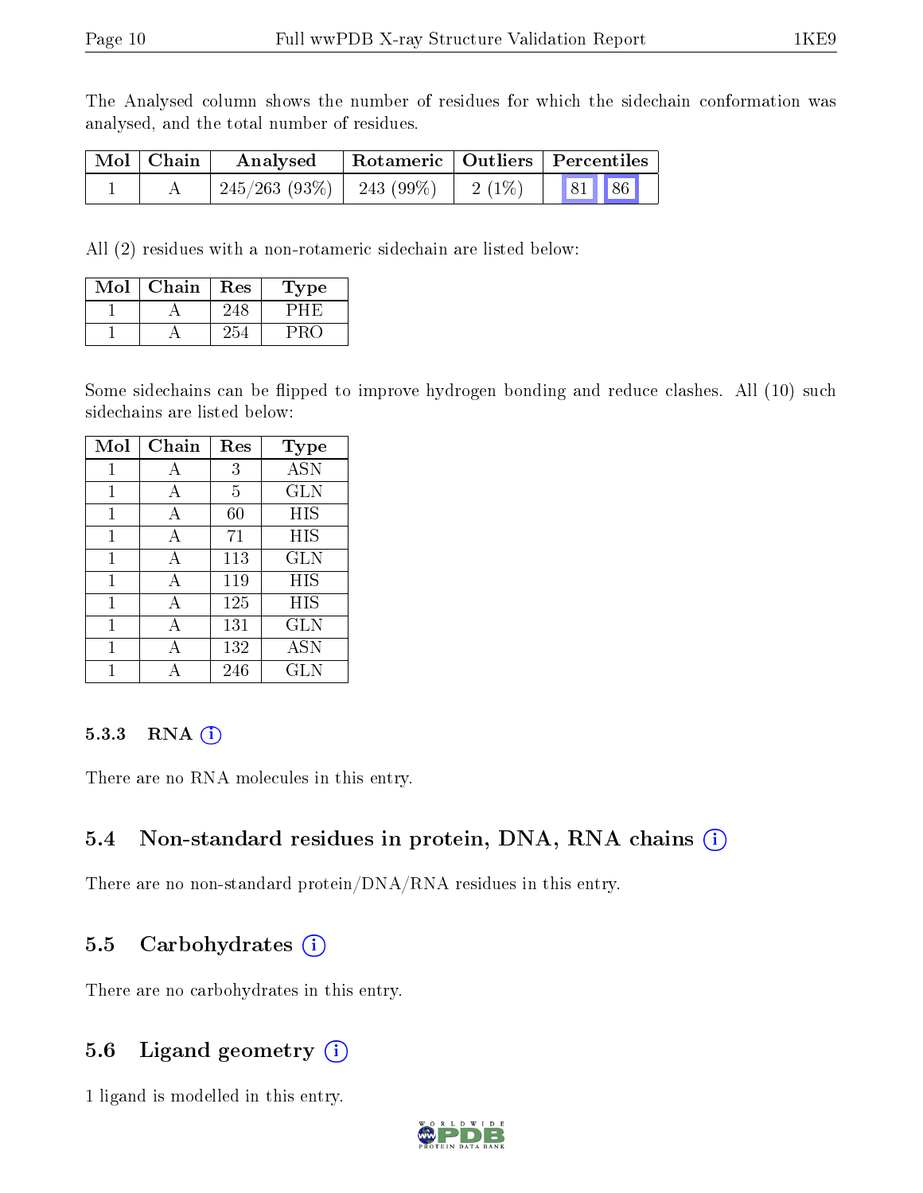The Analysed column shows the number of residues for which the sidechain conformation was analysed, and the total number of residues.

| Mol | Chain | Analysed | Rotameric | Outliers | Percentiles |
|---|---|---|---|---|---|
| 1 | A | 245/263 (93%) | 243 (99%) | 2 (1%) | 81 86 |

All (2) residues with a non-rotameric sidechain are listed below:

| Mol | Chain | Res | Type |
|---|---|---|---|
| 1 | A | 248 | PHE |
| 1 | A | 254 | PRO |

Some sidechains can be flipped to improve hydrogen bonding and reduce clashes. All (10) such sidechains are listed below:

| Mol | Chain | Res | Type |
|---|---|---|---|
| 1 | A | 3 | ASN |
| 1 | A | 5 | GLN |
| 1 | A | 60 | HIS |
| 1 | A | 71 | HIS |
| 1 | A | 113 | GLN |
| 1 | A | 119 | HIS |
| 1 | A | 125 | HIS |
| 1 | A | 131 | GLN |
| 1 | A | 132 | ASN |
| 1 | A | 246 | GLN |

#### 5.3.3 RNA

There are no RNA molecules in this entry.

### 5.4 Non-standard residues in protein, DNA, RNA chains

There are no non-standard protein/DNA/RNA residues in this entry.

### 5.5 Carbohydrates

There are no carbohydrates in this entry.

### 5.6 Ligand geometry

1 ligand is modelled in this entry.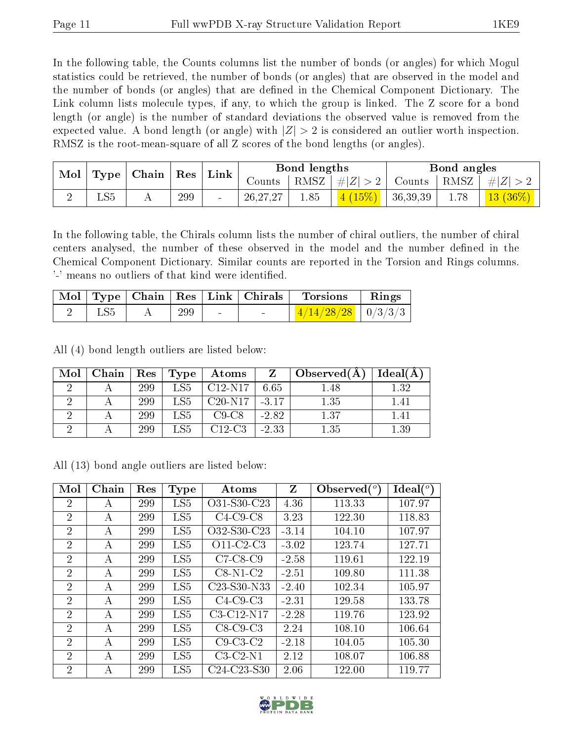In the following table, the Counts columns list the number of bonds (or angles) for which Mogul statistics could be retrieved, the number of bonds (or angles) that are observed in the model and the number of bonds (or angles) that are defined in the Chemical Component Dictionary. The Link column lists molecule types, if any, to which the group is linked. The Z score for a bond length (or angle) is the number of standard deviations the observed value is removed from the expected value. A bond length (or angle) with $|Z| > 2$ is considered an outlier worth inspection. RMSZ is the root-mean-square of all Z scores of the bond lengths (or angles).

| Mol | Type | Chain | Res | Link | Bond lengths | | | Bond angles | | |
|---|---|---|---|---|---|---|---|---|---|---|
| | | | | | Counts | RMSZ | $\#\|Z\| > 2$ | Counts | RMSZ | $\#\|Z\| > 2$ |
| 2 | LS5 | A | 299 | - | 26,27,27 | 1.85 | 4 (15%) | 36,39,39 | 1.78 | 13 (36%) |

In the following table, the Chirals column lists the number of chiral outliers, the number of chiral centers analysed, the number of these observed in the model and the number defined in the Chemical Component Dictionary. Similar counts are reported in the Torsion and Rings columns. '-' means no outliers of that kind were identified.

| Mol | Type | Chain | Res | Link | Chirals | Torsions | Rings |
|---|---|---|---|---|---|---|---|
| 2 | LS5 | A | 299 | - | - | 4/14/28/28 | 0/3/3/3 |

All (4) bond length outliers are listed below:

| Mol | Chain | Res | Type | Atoms | Z | Observed(Å) | Ideal(Å) |
|---|---|---|---|---|---|---|---|
| 2 | A | 299 | LS5 | C12-N17 | 6.65 | 1.48 | 1.32 |
| 2 | A | 299 | LS5 | C20-N17 | -3.17 | 1.35 | 1.41 |
| 2 | A | 299 | LS5 | C9-C8 | -2.82 | 1.37 | 1.41 |
| 2 | A | 299 | LS5 | C12-C3 | -2.33 | 1.35 | 1.39 |

All (13) bond angle outliers are listed below:

| Mol | Chain | Res | Type | Atoms | Z | Observed($^o$) | Ideal($^o$) |
|---|---|---|---|---|---|---|---|
| 2 | A | 299 | LS5 | O31-S30-C23 | 4.36 | 113.33 | 107.97 |
| 2 | A | 299 | LS5 | C4-C9-C8 | 3.23 | 122.30 | 118.83 |
| 2 | A | 299 | LS5 | O32-S30-C23 | -3.14 | 104.10 | 107.97 |
| 2 | A | 299 | LS5 | O11-C2-C3 | -3.02 | 123.74 | 127.71 |
| 2 | A | 299 | LS5 | C7-C8-C9 | -2.58 | 119.61 | 122.19 |
| 2 | A | 299 | LS5 | C8-N1-C2 | -2.51 | 109.80 | 111.38 |
| 2 | A | 299 | LS5 | C23-S30-N33 | -2.40 | 102.34 | 105.97 |
| 2 | A | 299 | LS5 | C4-C9-C3 | -2.31 | 129.58 | 133.78 |
| 2 | A | 299 | LS5 | C3-C12-N17 | -2.28 | 119.76 | 123.92 |
| 2 | A | 299 | LS5 | C8-C9-C3 | 2.24 | 108.10 | 106.64 |
| 2 | A | 299 | LS5 | C9-C3-C2 | -2.18 | 104.05 | 105.30 |
| 2 | A | 299 | LS5 | C3-C2-N1 | 2.12 | 108.07 | 106.88 |
| 2 | A | 299 | LS5 | C24-C23-S30 | 2.06 | 122.00 | 119.77 |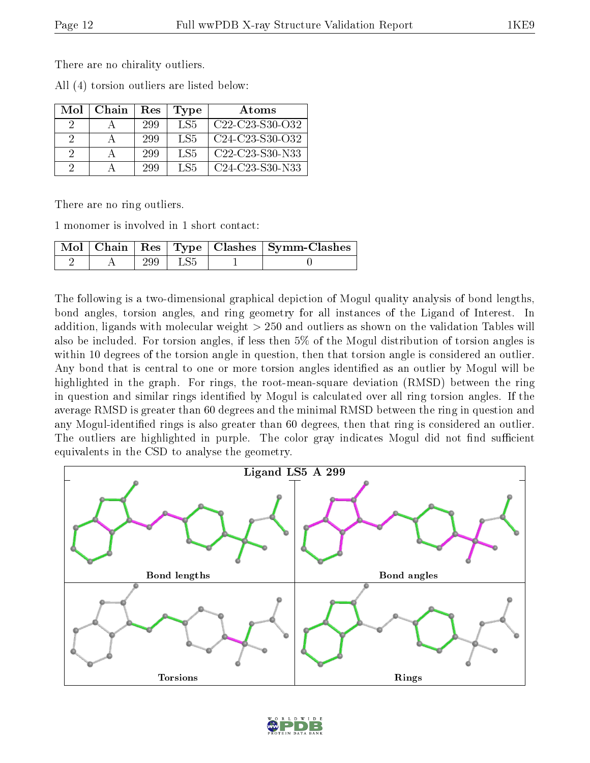There are no chirality outliers.

All (4) torsion outliers are listed below:

| Mol | Chain | Res | Type | Atoms |
|---|---|---|---|---|
| 2 | A | 299 | LS5 | C22-C23-S30-O32 |
| 2 | A | 299 | LS5 | C24-C23-S30-O32 |
| 2 | A | 299 | LS5 | C22-C23-S30-N33 |
| 2 | A | 299 | LS5 | C24-C23-S30-N33 |

There are no ring outliers.

1 monomer is involved in 1 short contact:

| Mol | Chain | Res | Type | Clashes | Symm-Clashes |
|---|---|---|---|---|---|
| 2 | A | 299 | LS5 | 1 | 0 |

The following is a two-dimensional graphical depiction of Mogul quality analysis of bond lengths, bond angles, torsion angles, and ring geometry for all instances of the Ligand of Interest. In addition, ligands with molecular weight > 250 and outliers as shown on the validation Tables will also be included. For torsion angles, if less then 5% of the Mogul distribution of torsion angles is within 10 degrees of the torsion angle in question, then that torsion angle is considered an outlier. Any bond that is central to one or more torsion angles identified as an outlier by Mogul will be highlighted in the graph. For rings, the root-mean-square deviation (RMSD) between the ring in question and similar rings identified by Mogul is calculated over all ring torsion angles. If the average RMSD is greater than 60 degrees and the minimal RMSD between the ring in question and any Mogul-identified rings is also greater than 60 degrees, then that ring is considered an outlier. The outliers are highlighted in purple. The color gray indicates Mogul did not find sufficient equivalents in the CSD to analyse the geometry.

Ligand LS5 A 299

Bond lengths

Bond angles

Torsions

Rings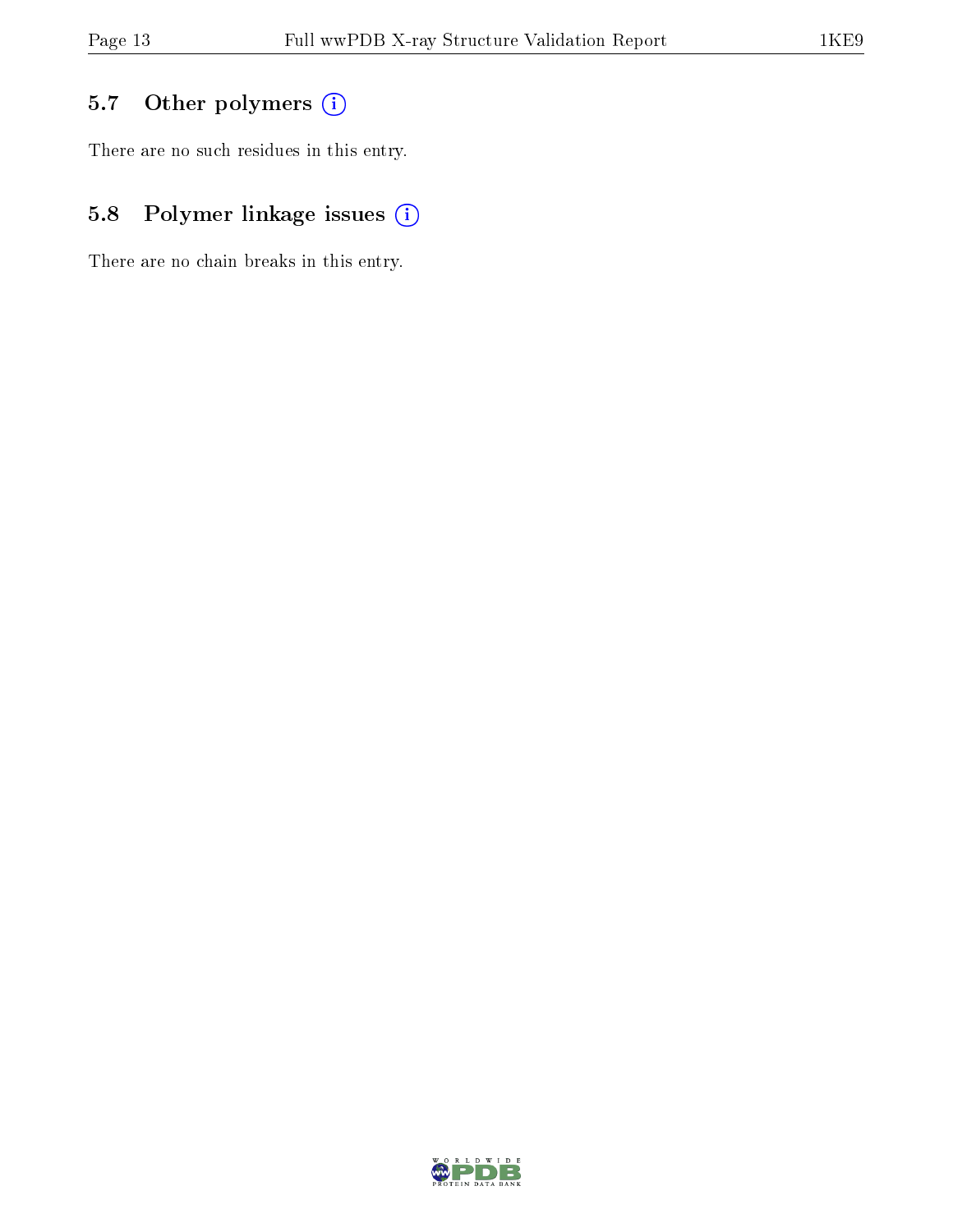## 5.7 Other polymers

There are no such residues in this entry.

## 5.8 Polymer linkage issues

There are no chain breaks in this entry.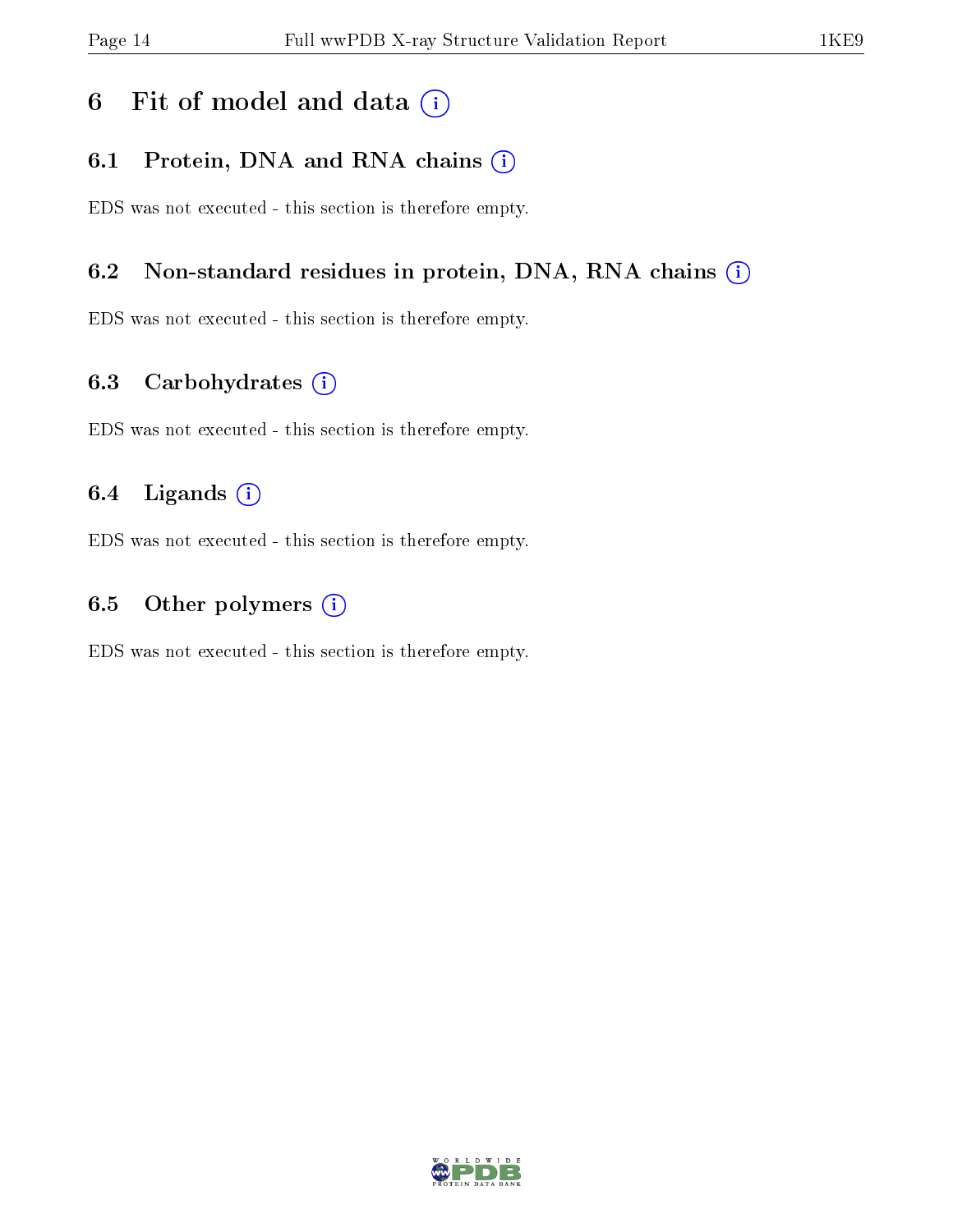# 6 Fit of model and data

## 6.1 Protein, DNA and RNA chains

EDS was not executed - this section is therefore empty.

## 6.2 Non-standard residues in protein, DNA, RNA chains

EDS was not executed - this section is therefore empty.

## 6.3 Carbohydrates

EDS was not executed - this section is therefore empty.

## 6.4 Ligands

EDS was not executed - this section is therefore empty.

## 6.5 Other polymers

EDS was not executed - this section is therefore empty.